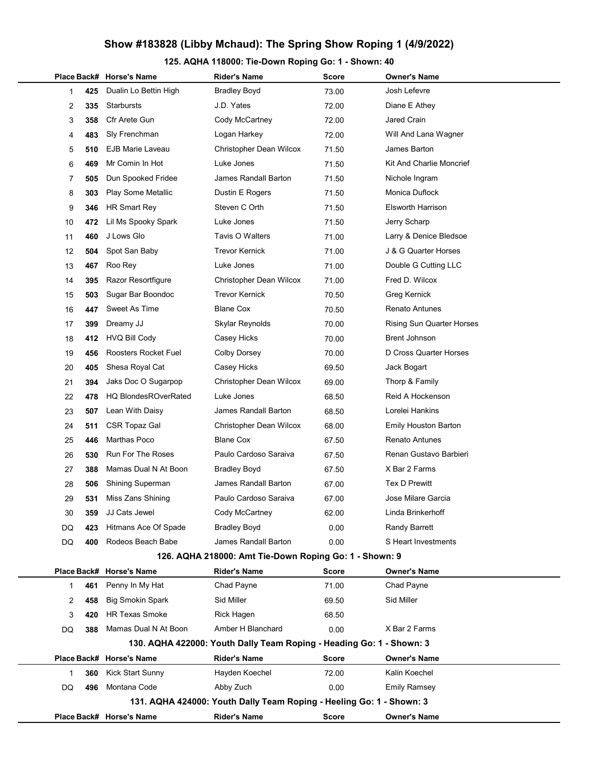# Show #183828 (Libby Mchaud): The Spring Show Roping 1 (4/9/2022)

## 125. AQHA 118000: Tie-Down Roping Go: 1 - Shown: 40

| Place | Back# | Horse's Name | Rider's Name | Score | Owner's Name |
|---|---|---|---|---|---|
| 1 | 425 | Dualin Lo Bettin High | Bradley Boyd | 73.00 | Josh Lefevre |
| 2 | 335 | Starbursts | J.D. Yates | 72.00 | Diane E Athey |
| 3 | 358 | Cfr Arete Gun | Cody McCartney | 72.00 | Jared Crain |
| 4 | 483 | Sly Frenchman | Logan Harkey | 72.00 | Will And Lana Wagner |
| 5 | 510 | EJB Marie Laveau | Christopher Dean Wilcox | 71.50 | James Barton |
| 6 | 469 | Mr Comin In Hot | Luke Jones | 71.50 | Kit And Charlie Moncrief |
| 7 | 505 | Dun Spooked Fridee | James Randall Barton | 71.50 | Nichole Ingram |
| 8 | 303 | Play Some Metallic | Dustin E Rogers | 71.50 | Monica Duflock |
| 9 | 346 | HR Smart Rey | Steven C Orth | 71.50 | Elsworth Harrison |
| 10 | 472 | Lil Ms Spooky Spark | Luke Jones | 71.50 | Jerry Scharp |
| 11 | 460 | J Lows Glo | Tavis O Walters | 71.00 | Larry & Denice Bledsoe |
| 12 | 504 | Spot San Baby | Trevor Kernick | 71.00 | J & G Quarter Horses |
| 13 | 467 | Roo Rey | Luke Jones | 71.00 | Double G Cutting LLC |
| 14 | 395 | Razor Resortfigure | Christopher Dean Wilcox | 71.00 | Fred D. Wilcox |
| 15 | 503 | Sugar Bar Boondoc | Trevor Kernick | 70.50 | Greg Kernick |
| 16 | 447 | Sweet As Time | Blane Cox | 70.50 | Renato Antunes |
| 17 | 399 | Dreamy JJ | Skylar Reynolds | 70.00 | Rising Sun Quarter Horses |
| 18 | 412 | HVQ Bill Cody | Casey Hicks | 70.00 | Brent Johnson |
| 19 | 456 | Roosters Rocket Fuel | Colby Dorsey | 70.00 | D Cross Quarter Horses |
| 20 | 405 | Shesa Royal Cat | Casey Hicks | 69.50 | Jack Bogart |
| 21 | 394 | Jaks Doc O Sugarpop | Christopher Dean Wilcox | 69.00 | Thorp & Family |
| 22 | 478 | HQ BlondesROverRated | Luke Jones | 68.50 | Reid A Hockenson |
| 23 | 507 | Lean With Daisy | James Randall Barton | 68.50 | Lorelei Hankins |
| 24 | 511 | CSR Topaz Gal | Christopher Dean Wilcox | 68.00 | Emily Houston Barton |
| 25 | 446 | Marthas Poco | Blane Cox | 67.50 | Renato Antunes |
| 26 | 530 | Run For The Roses | Paulo Cardoso Saraiva | 67.50 | Renan Gustavo Barbieri |
| 27 | 388 | Mamas Dual N At Boon | Bradley Boyd | 67.50 | X Bar 2 Farms |
| 28 | 506 | Shining Superman | James Randall Barton | 67.00 | Tex D Prewitt |
| 29 | 531 | Miss Zans Shining | Paulo Cardoso Saraiva | 67.00 | Jose Milare Garcia |
| 30 | 359 | JJ Cats Jewel | Cody McCartney | 62.00 | Linda Brinkerhoff |
| DQ | 423 | Hitmans Ace Of Spade | Bradley Boyd | 0.00 | Randy Barrett |
| DQ | 400 | Rodeos Beach Babe | James Randall Barton | 0.00 | S Heart Investments |

## 126. AQHA 218000: Amt Tie-Down Roping Go: 1 - Shown: 9

| Place | Back# | Horse's Name | Rider's Name | Score | Owner's Name |
|---|---|---|---|---|---|
| 1 | 461 | Penny In My Hat | Chad Payne | 71.00 | Chad Payne |
| 2 | 458 | Big Smokin Spark | Sid Miller | 69.50 | Sid Miller |
| 3 | 420 | HR Texas Smoke | Rick Hagen | 68.50 | |
| DQ | 388 | Mamas Dual N At Boon | Amber H Blanchard | 0.00 | X Bar 2 Farms |

## 130. AQHA 422000: Youth Dally Team Roping - Heading Go: 1 - Shown: 3

| Place | Back# | Horse's Name | Rider's Name | Score | Owner's Name |
|---|---|---|---|---|---|
| 1 | 360 | Kick Start Sunny | Hayden Koechel | 72.00 | Kalin Koechel |
| DQ | 496 | Montana Code | Abby Zuch | 0.00 | Emily Ramsey |

## 131. AQHA 424000: Youth Dally Team Roping - Heeling Go: 1 - Shown: 3

| Place | Back# | Horse's Name | Rider's Name | Score | Owner's Name |
|---|---|---|---|---|---|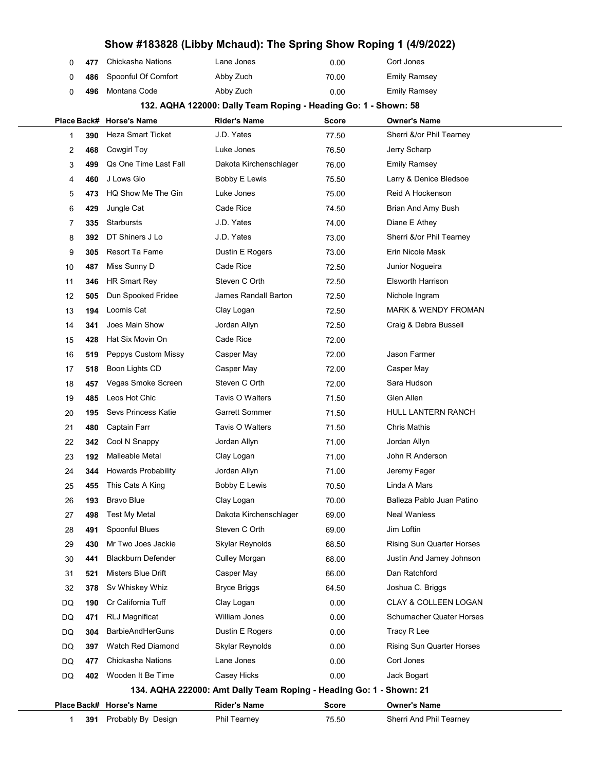# Show #183828 (Libby Mchaud): The Spring Show Roping 1 (4/9/2022)

| Place | Back# | Horse's Name | Rider's Name | Score | Owner's Name |
|---|---|---|---|---|---|
| 0 | 477 | Chickasha Nations | Lane Jones | 0.00 | Cort Jones |
| 0 | 486 | Spoonful Of Comfort | Abby Zuch | 70.00 | Emily Ramsey |
| 0 | 496 | Montana Code | Abby Zuch | 0.00 | Emily Ramsey |

## 132. AQHA 122000: Dally Team Roping - Heading Go: 1 - Shown: 58

| Place | Back# | Horse's Name | Rider's Name | Score | Owner's Name |
|---|---|---|---|---|---|
| 1 | 390 | Heza Smart Ticket | J.D. Yates | 77.50 | Sherri &/or Phil Tearney |
| 2 | 468 | Cowgirl Toy | Luke Jones | 76.50 | Jerry Scharp |
| 3 | 499 | Qs One Time Last Fall | Dakota Kirchenschlager | 76.00 | Emily Ramsey |
| 4 | 460 | J Lows Glo | Bobby E Lewis | 75.50 | Larry & Denice Bledsoe |
| 5 | 473 | HQ Show Me The Gin | Luke Jones | 75.00 | Reid A Hockenson |
| 6 | 429 | Jungle Cat | Cade Rice | 74.50 | Brian And Amy Bush |
| 7 | 335 | Starbursts | J.D. Yates | 74.00 | Diane E Athey |
| 8 | 392 | DT Shiners J Lo | J.D. Yates | 73.00 | Sherri &/or Phil Tearney |
| 9 | 305 | Resort Ta Fame | Dustin E Rogers | 73.00 | Erin Nicole Mask |
| 10 | 487 | Miss Sunny D | Cade Rice | 72.50 | Junior Nogueira |
| 11 | 346 | HR Smart Rey | Steven C Orth | 72.50 | Elsworth Harrison |
| 12 | 505 | Dun Spooked Fridee | James Randall Barton | 72.50 | Nichole Ingram |
| 13 | 194 | Loomis Cat | Clay Logan | 72.50 | MARK & WENDY FROMAN |
| 14 | 341 | Joes Main Show | Jordan Allyn | 72.50 | Craig & Debra Bussell |
| 15 | 428 | Hat Six Movin On | Cade Rice | 72.00 | |
| 16 | 519 | Peppys Custom Missy | Casper May | 72.00 | Jason Farmer |
| 17 | 518 | Boon Lights CD | Casper May | 72.00 | Casper May |
| 18 | 457 | Vegas Smoke Screen | Steven C Orth | 72.00 | Sara Hudson |
| 19 | 485 | Leos Hot Chic | Tavis O Walters | 71.50 | Glen Allen |
| 20 | 195 | Sevs Princess Katie | Garrett Sommer | 71.50 | HULL LANTERN RANCH |
| 21 | 480 | Captain Farr | Tavis O Walters | 71.50 | Chris Mathis |
| 22 | 342 | Cool N Snappy | Jordan Allyn | 71.00 | Jordan Allyn |
| 23 | 192 | Malleable Metal | Clay Logan | 71.00 | John R Anderson |
| 24 | 344 | Howards Probability | Jordan Allyn | 71.00 | Jeremy Fager |
| 25 | 455 | This Cats A King | Bobby E Lewis | 70.50 | Linda A Mars |
| 26 | 193 | Bravo Blue | Clay Logan | 70.00 | Balleza Pablo Juan Patino |
| 27 | 498 | Test My Metal | Dakota Kirchenschlager | 69.00 | Neal Wanless |
| 28 | 491 | Spoonful Blues | Steven C Orth | 69.00 | Jim Loftin |
| 29 | 430 | Mr Two Joes Jackie | Skylar Reynolds | 68.50 | Rising Sun Quarter Horses |
| 30 | 441 | Blackburn Defender | Culley Morgan | 68.00 | Justin And Jamey Johnson |
| 31 | 521 | Misters Blue Drift | Casper May | 66.00 | Dan Ratchford |
| 32 | 378 | Sv Whiskey Whiz | Bryce Briggs | 64.50 | Joshua C. Briggs |
| DQ | 190 | Cr California Tuff | Clay Logan | 0.00 | CLAY & COLLEEN LOGAN |
| DQ | 471 | RLJ Magnificat | William Jones | 0.00 | Schumacher Quater Horses |
| DQ | 304 | BarbieAndHerGuns | Dustin E Rogers | 0.00 | Tracy R Lee |
| DQ | 397 | Watch Red Diamond | Skylar Reynolds | 0.00 | Rising Sun Quarter Horses |
| DQ | 477 | Chickasha Nations | Lane Jones | 0.00 | Cort Jones |
| DQ | 402 | Wooden It Be Time | Casey Hicks | 0.00 | Jack Bogart |

## 134. AQHA 222000: Amt Dally Team Roping - Heading Go: 1 - Shown: 21

| Place | Back# | Horse's Name | Rider's Name | Score | Owner's Name |
|---|---|---|---|---|---|
| 1 | 391 | Probably By Design | Phil Tearney | 75.50 | Sherri And Phil Tearney |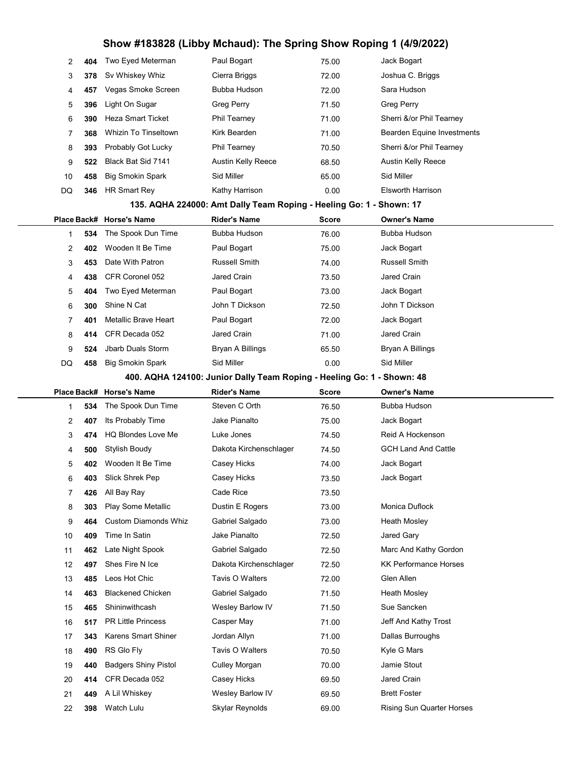# Show #183828 (Libby Mchaud): The Spring Show Roping 1 (4/9/2022)

| Place | Back# | Horse's Name | Rider's Name | Score | Owner's Name |
|---|---|---|---|---|---|
| 2 | 404 | Two Eyed Meterman | Paul Bogart | 75.00 | Jack Bogart |
| 3 | 378 | Sv Whiskey Whiz | Cierra Briggs | 72.00 | Joshua C. Briggs |
| 4 | 457 | Vegas Smoke Screen | Bubba Hudson | 72.00 | Sara Hudson |
| 5 | 396 | Light On Sugar | Greg Perry | 71.50 | Greg Perry |
| 6 | 390 | Heza Smart Ticket | Phil Tearney | 71.00 | Sherri &/or Phil Tearney |
| 7 | 368 | Whizin To Tinseltown | Kirk Bearden | 71.00 | Bearden Equine Investments |
| 8 | 393 | Probably Got Lucky | Phil Tearney | 70.50 | Sherri &/or Phil Tearney |
| 9 | 522 | Black Bat Sid 7141 | Austin Kelly Reece | 68.50 | Austin Kelly Reece |
| 10 | 458 | Big Smokin Spark | Sid Miller | 65.00 | Sid Miller |
| DQ | 346 | HR Smart Rey | Kathy Harrison | 0.00 | Elsworth Harrison |

### 135. AQHA 224000: Amt Dally Team Roping - Heeling Go: 1 - Shown: 17

| Place | Back# | Horse's Name | Rider's Name | Score | Owner's Name |
|---|---|---|---|---|---|
| 1 | 534 | The Spook Dun Time | Bubba Hudson | 76.00 | Bubba Hudson |
| 2 | 402 | Wooden It Be Time | Paul Bogart | 75.00 | Jack Bogart |
| 3 | 453 | Date With Patron | Russell Smith | 74.00 | Russell Smith |
| 4 | 438 | CFR Coronel 052 | Jared Crain | 73.50 | Jared Crain |
| 5 | 404 | Two Eyed Meterman | Paul Bogart | 73.00 | Jack Bogart |
| 6 | 300 | Shine N Cat | John T Dickson | 72.50 | John T Dickson |
| 7 | 401 | Metallic Brave Heart | Paul Bogart | 72.00 | Jack Bogart |
| 8 | 414 | CFR Decada 052 | Jared Crain | 71.00 | Jared Crain |
| 9 | 524 | Jbarb Duals Storm | Bryan A Billings | 65.50 | Bryan A Billings |
| DQ | 458 | Big Smokin Spark | Sid Miller | 0.00 | Sid Miller |

### 400. AQHA 124100: Junior Dally Team Roping - Heeling Go: 1 - Shown: 48

| Place | Back# | Horse's Name | Rider's Name | Score | Owner's Name |
|---|---|---|---|---|---|
| 1 | 534 | The Spook Dun Time | Steven C Orth | 76.50 | Bubba Hudson |
| 2 | 407 | Its Probably Time | Jake Pianalto | 75.00 | Jack Bogart |
| 3 | 474 | HQ Blondes Love Me | Luke Jones | 74.50 | Reid A Hockenson |
| 4 | 500 | Stylish Boudy | Dakota Kirchenschlager | 74.50 | GCH Land And Cattle |
| 5 | 402 | Wooden It Be Time | Casey Hicks | 74.00 | Jack Bogart |
| 6 | 403 | Slick Shrek Pep | Casey Hicks | 73.50 | Jack Bogart |
| 7 | 426 | All Bay Ray | Cade Rice | 73.50 | |
| 8 | 303 | Play Some Metallic | Dustin E Rogers | 73.00 | Monica Duflock |
| 9 | 464 | Custom Diamonds Whiz | Gabriel Salgado | 73.00 | Heath Mosley |
| 10 | 409 | Time In Satin | Jake Pianalto | 72.50 | Jared Gary |
| 11 | 462 | Late Night Spook | Gabriel Salgado | 72.50 | Marc And Kathy Gordon |
| 12 | 497 | Shes Fire N Ice | Dakota Kirchenschlager | 72.50 | KK Performance Horses |
| 13 | 485 | Leos Hot Chic | Tavis O Walters | 72.00 | Glen Allen |
| 14 | 463 | Blackened Chicken | Gabriel Salgado | 71.50 | Heath Mosley |
| 15 | 465 | Shininwithcash | Wesley Barlow IV | 71.50 | Sue Sancken |
| 16 | 517 | PR Little Princess | Casper May | 71.00 | Jeff And Kathy Trost |
| 17 | 343 | Karens Smart Shiner | Jordan Allyn | 71.00 | Dallas Burroughs |
| 18 | 490 | RS Glo Fly | Tavis O Walters | 70.50 | Kyle G Mars |
| 19 | 440 | Badgers Shiny Pistol | Culley Morgan | 70.00 | Jamie Stout |
| 20 | 414 | CFR Decada 052 | Casey Hicks | 69.50 | Jared Crain |
| 21 | 449 | A Lil Whiskey | Wesley Barlow IV | 69.50 | Brett Foster |
| 22 | 398 | Watch Lulu | Skylar Reynolds | 69.00 | Rising Sun Quarter Horses |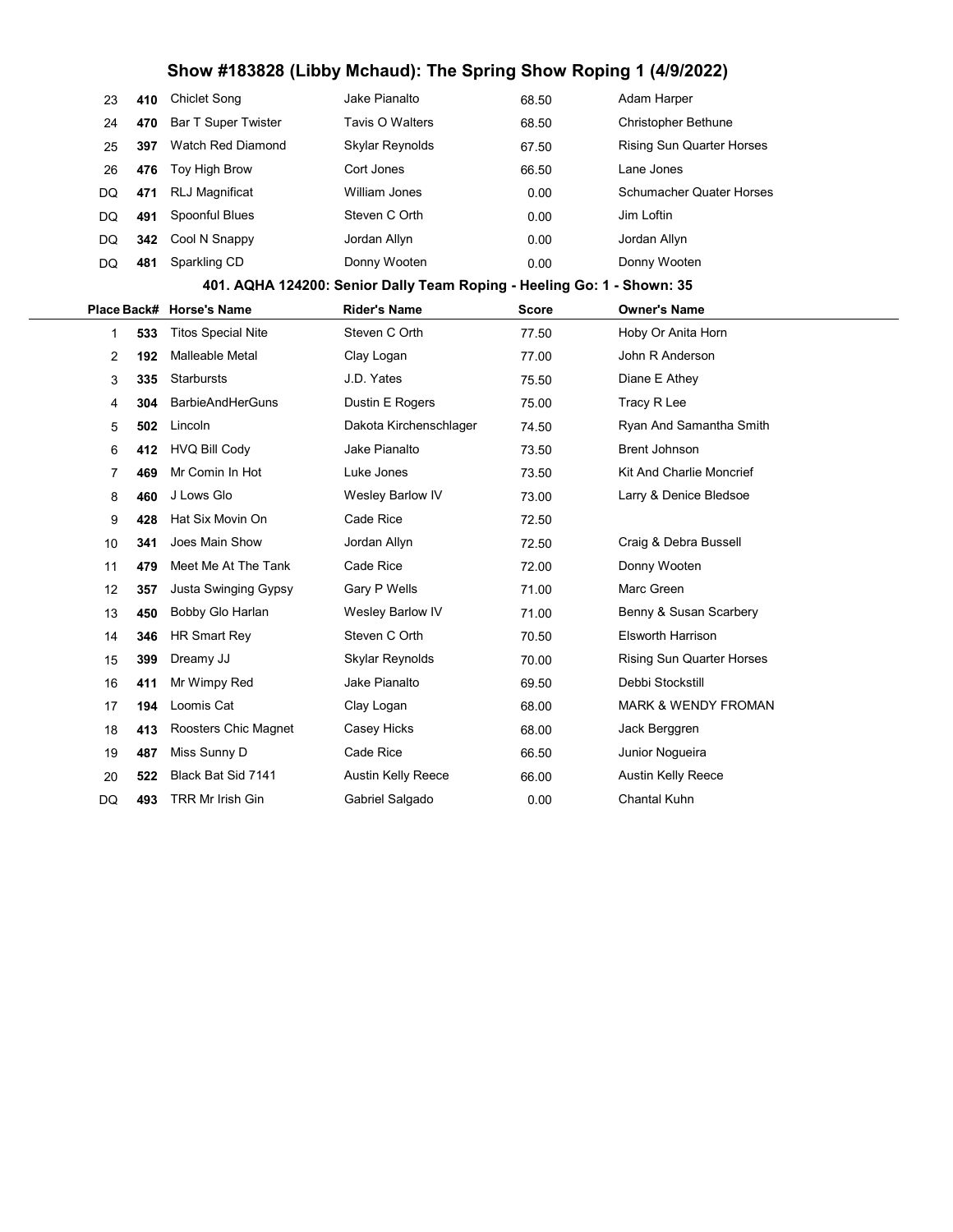# Show #183828 (Libby Mchaud): The Spring Show Roping 1 (4/9/2022)

| Place | Back# | Horse's Name | Rider's Name | Score | Owner's Name |
|---|---|---|---|---|---|
| 23 | **410** | Chiclet Song | Jake Pianalto | 68.50 | Adam Harper |
| 24 | **470** | Bar T Super Twister | Tavis O Walters | 68.50 | Christopher Bethune |
| 25 | **397** | Watch Red Diamond | Skylar Reynolds | 67.50 | Rising Sun Quarter Horses |
| 26 | **476** | Toy High Brow | Cort Jones | 66.50 | Lane Jones |
| DQ | **471** | RLJ Magnificat | William Jones | 0.00 | Schumacher Quater Horses |
| DQ | **491** | Spoonful Blues | Steven C Orth | 0.00 | Jim Loftin |
| DQ | **342** | Cool N Snappy | Jordan Allyn | 0.00 | Jordan Allyn |
| DQ | **481** | Sparkling CD | Donny Wooten | 0.00 | Donny Wooten |

## 401. AQHA 124200: Senior Dally Team Roping - Heeling Go: 1 - Shown: 35

| Place | Back# | Horse's Name | Rider's Name | Score | Owner's Name |
|---|---|---|---|---|---|
| 1 | **533** | Titos Special Nite | Steven C Orth | 77.50 | Hoby Or Anita Horn |
| 2 | **192** | Malleable Metal | Clay Logan | 77.00 | John R Anderson |
| 3 | **335** | Starbursts | J.D. Yates | 75.50 | Diane E Athey |
| 4 | **304** | BarbieAndHerGuns | Dustin E Rogers | 75.00 | Tracy R Lee |
| 5 | **502** | Lincoln | Dakota Kirchenschlager | 74.50 | Ryan And Samantha Smith |
| 6 | **412** | HVQ Bill Cody | Jake Pianalto | 73.50 | Brent Johnson |
| 7 | **469** | Mr Comin In Hot | Luke Jones | 73.50 | Kit And Charlie Moncrief |
| 8 | **460** | J Lows Glo | Wesley Barlow IV | 73.00 | Larry & Denice Bledsoe |
| 9 | **428** | Hat Six Movin On | Cade Rice | 72.50 | |
| 10 | **341** | Joes Main Show | Jordan Allyn | 72.50 | Craig & Debra Bussell |
| 11 | **479** | Meet Me At The Tank | Cade Rice | 72.00 | Donny Wooten |
| 12 | **357** | Justa Swinging Gypsy | Gary P Wells | 71.00 | Marc Green |
| 13 | **450** | Bobby Glo Harlan | Wesley Barlow IV | 71.00 | Benny & Susan Scarbery |
| 14 | **346** | HR Smart Rey | Steven C Orth | 70.50 | Elsworth Harrison |
| 15 | **399** | Dreamy JJ | Skylar Reynolds | 70.00 | Rising Sun Quarter Horses |
| 16 | **411** | Mr Wimpy Red | Jake Pianalto | 69.50 | Debbi Stockstill |
| 17 | **194** | Loomis Cat | Clay Logan | 68.00 | MARK & WENDY FROMAN |
| 18 | **413** | Roosters Chic Magnet | Casey Hicks | 68.00 | Jack Berggren |
| 19 | **487** | Miss Sunny D | Cade Rice | 66.50 | Junior Nogueira |
| 20 | **522** | Black Bat Sid 7141 | Austin Kelly Reece | 66.00 | Austin Kelly Reece |
| DQ | **493** | TRR Mr Irish Gin | Gabriel Salgado | 0.00 | Chantal Kuhn |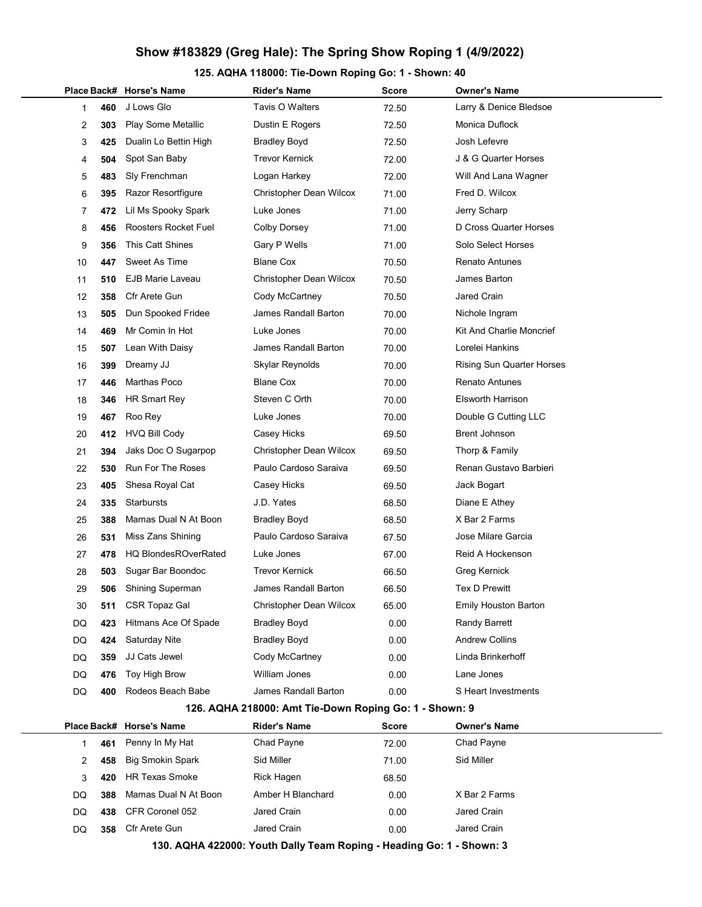# Show #183829 (Greg Hale): The Spring Show Roping 1 (4/9/2022)

## 125. AQHA 118000: Tie-Down Roping Go: 1 - Shown: 40

| Place | Back# | Horse's Name | Rider's Name | Score | Owner's Name |
|---|---|---|---|---|---|
| 1 | 460 | J Lows Glo | Tavis O Walters | 72.50 | Larry & Denice Bledsoe |
| 2 | 303 | Play Some Metallic | Dustin E Rogers | 72.50 | Monica Duflock |
| 3 | 425 | Dualin Lo Bettin High | Bradley Boyd | 72.50 | Josh Lefevre |
| 4 | 504 | Spot San Baby | Trevor Kernick | 72.00 | J & G Quarter Horses |
| 5 | 483 | Sly Frenchman | Logan Harkey | 72.00 | Will And Lana Wagner |
| 6 | 395 | Razor Resortfigure | Christopher Dean Wilcox | 71.00 | Fred D. Wilcox |
| 7 | 472 | Lil Ms Spooky Spark | Luke Jones | 71.00 | Jerry Scharp |
| 8 | 456 | Roosters Rocket Fuel | Colby Dorsey | 71.00 | D Cross Quarter Horses |
| 9 | 356 | This Catt Shines | Gary P Wells | 71.00 | Solo Select Horses |
| 10 | 447 | Sweet As Time | Blane Cox | 70.50 | Renato Antunes |
| 11 | 510 | EJB Marie Laveau | Christopher Dean Wilcox | 70.50 | James Barton |
| 12 | 358 | Cfr Arete Gun | Cody McCartney | 70.50 | Jared Crain |
| 13 | 505 | Dun Spooked Fridee | James Randall Barton | 70.00 | Nichole Ingram |
| 14 | 469 | Mr Comin In Hot | Luke Jones | 70.00 | Kit And Charlie Moncrief |
| 15 | 507 | Lean With Daisy | James Randall Barton | 70.00 | Lorelei Hankins |
| 16 | 399 | Dreamy JJ | Skylar Reynolds | 70.00 | Rising Sun Quarter Horses |
| 17 | 446 | Marthas Poco | Blane Cox | 70.00 | Renato Antunes |
| 18 | 346 | HR Smart Rey | Steven C Orth | 70.00 | Elsworth Harrison |
| 19 | 467 | Roo Rey | Luke Jones | 70.00 | Double G Cutting LLC |
| 20 | 412 | HVQ Bill Cody | Casey Hicks | 69.50 | Brent Johnson |
| 21 | 394 | Jaks Doc O Sugarpop | Christopher Dean Wilcox | 69.50 | Thorp & Family |
| 22 | 530 | Run For The Roses | Paulo Cardoso Saraiva | 69.50 | Renan Gustavo Barbieri |
| 23 | 405 | Shesa Royal Cat | Casey Hicks | 69.50 | Jack Bogart |
| 24 | 335 | Starbursts | J.D. Yates | 68.50 | Diane E Athey |
| 25 | 388 | Mamas Dual N At Boon | Bradley Boyd | 68.50 | X Bar 2 Farms |
| 26 | 531 | Miss Zans Shining | Paulo Cardoso Saraiva | 67.50 | Jose Milare Garcia |
| 27 | 478 | HQ BlondesROverRated | Luke Jones | 67.00 | Reid A Hockenson |
| 28 | 503 | Sugar Bar Boondoc | Trevor Kernick | 66.50 | Greg Kernick |
| 29 | 506 | Shining Superman | James Randall Barton | 66.50 | Tex D Prewitt |
| 30 | 511 | CSR Topaz Gal | Christopher Dean Wilcox | 65.00 | Emily Houston Barton |
| DQ | 423 | Hitmans Ace Of Spade | Bradley Boyd | 0.00 | Randy Barrett |
| DQ | 424 | Saturday Nite | Bradley Boyd | 0.00 | Andrew Collins |
| DQ | 359 | JJ Cats Jewel | Cody McCartney | 0.00 | Linda Brinkerhoff |
| DQ | 476 | Toy High Brow | William Jones | 0.00 | Lane Jones |
| DQ | 400 | Rodeos Beach Babe | James Randall Barton | 0.00 | S Heart Investments |

## 126. AQHA 218000: Amt Tie-Down Roping Go: 1 - Shown: 9

| Place | Back# | Horse's Name | Rider's Name | Score | Owner's Name |
|---|---|---|---|---|---|
| 1 | 461 | Penny In My Hat | Chad Payne | 72.00 | Chad Payne |
| 2 | 458 | Big Smokin Spark | Sid Miller | 71.00 | Sid Miller |
| 3 | 420 | HR Texas Smoke | Rick Hagen | 68.50 | |
| DQ | 388 | Mamas Dual N At Boon | Amber H Blanchard | 0.00 | X Bar 2 Farms |
| DQ | 438 | CFR Coronel 052 | Jared Crain | 0.00 | Jared Crain |
| DQ | 358 | Cfr Arete Gun | Jared Crain | 0.00 | Jared Crain |

## 130. AQHA 422000: Youth Dally Team Roping - Heading Go: 1 - Shown: 3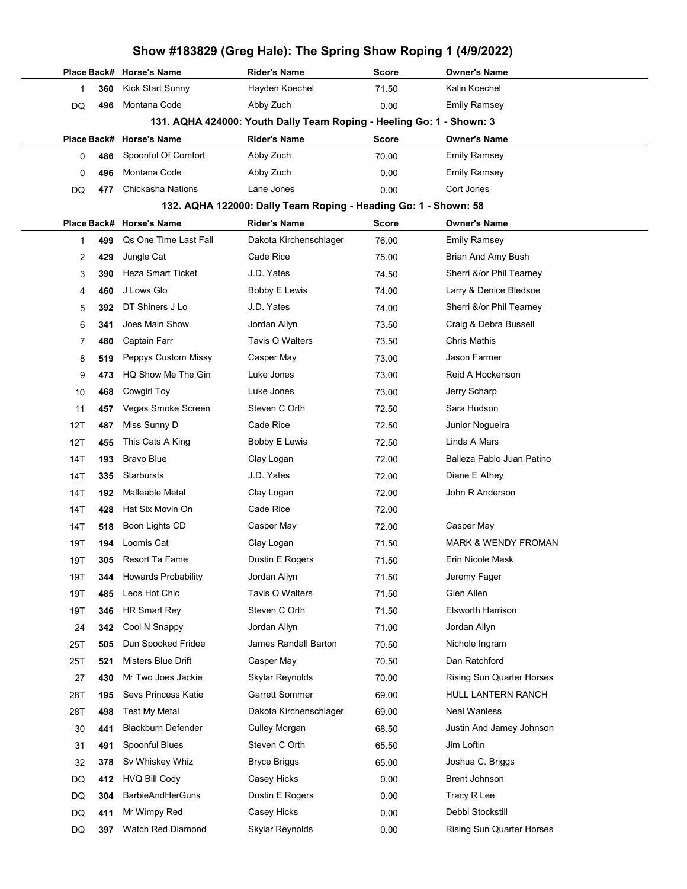# Show #183829 (Greg Hale): The Spring Show Roping 1 (4/9/2022)

| Place | Back# | Horse's Name | Rider's Name | Score | Owner's Name |
|---|---|---|---|---|---|
| 1 | 360 | Kick Start Sunny | Hayden Koechel | 71.50 | Kalin Koechel |
| DQ | 496 | Montana Code | Abby Zuch | 0.00 | Emily Ramsey |

## 131. AQHA 424000: Youth Dally Team Roping - Heeling Go: 1 - Shown: 3

| Place | Back# | Horse's Name | Rider's Name | Score | Owner's Name |
|---|---|---|---|---|---|
| 0 | 486 | Spoonful Of Comfort | Abby Zuch | 70.00 | Emily Ramsey |
| 0 | 496 | Montana Code | Abby Zuch | 0.00 | Emily Ramsey |
| DQ | 477 | Chickasha Nations | Lane Jones | 0.00 | Cort Jones |

## 132. AQHA 122000: Dally Team Roping - Heading Go: 1 - Shown: 58

| Place | Back# | Horse's Name | Rider's Name | Score | Owner's Name |
|---|---|---|---|---|---|
| 1 | 499 | Qs One Time Last Fall | Dakota Kirchenschlager | 76.00 | Emily Ramsey |
| 2 | 429 | Jungle Cat | Cade Rice | 75.00 | Brian And Amy Bush |
| 3 | 390 | Heza Smart Ticket | J.D. Yates | 74.50 | Sherri &/or Phil Tearney |
| 4 | 460 | J Lows Glo | Bobby E Lewis | 74.00 | Larry & Denice Bledsoe |
| 5 | 392 | DT Shiners J Lo | J.D. Yates | 74.00 | Sherri &/or Phil Tearney |
| 6 | 341 | Joes Main Show | Jordan Allyn | 73.50 | Craig & Debra Bussell |
| 7 | 480 | Captain Farr | Tavis O Walters | 73.50 | Chris Mathis |
| 8 | 519 | Peppys Custom Missy | Casper May | 73.00 | Jason Farmer |
| 9 | 473 | HQ Show Me The Gin | Luke Jones | 73.00 | Reid A Hockenson |
| 10 | 468 | Cowgirl Toy | Luke Jones | 73.00 | Jerry Scharp |
| 11 | 457 | Vegas Smoke Screen | Steven C Orth | 72.50 | Sara Hudson |
| 12T | 487 | Miss Sunny D | Cade Rice | 72.50 | Junior Nogueira |
| 12T | 455 | This Cats A King | Bobby E Lewis | 72.50 | Linda A Mars |
| 14T | 193 | Bravo Blue | Clay Logan | 72.00 | Balleza Pablo Juan Patino |
| 14T | 335 | Starbursts | J.D. Yates | 72.00 | Diane E Athey |
| 14T | 192 | Malleable Metal | Clay Logan | 72.00 | John R Anderson |
| 14T | 428 | Hat Six Movin On | Cade Rice | 72.00 | |
| 14T | 518 | Boon Lights CD | Casper May | 72.00 | Casper May |
| 19T | 194 | Loomis Cat | Clay Logan | 71.50 | MARK & WENDY FROMAN |
| 19T | 305 | Resort Ta Fame | Dustin E Rogers | 71.50 | Erin Nicole Mask |
| 19T | 344 | Howards Probability | Jordan Allyn | 71.50 | Jeremy Fager |
| 19T | 485 | Leos Hot Chic | Tavis O Walters | 71.50 | Glen Allen |
| 19T | 346 | HR Smart Rey | Steven C Orth | 71.50 | Elsworth Harrison |
| 24 | 342 | Cool N Snappy | Jordan Allyn | 71.00 | Jordan Allyn |
| 25T | 505 | Dun Spooked Fridee | James Randall Barton | 70.50 | Nichole Ingram |
| 25T | 521 | Misters Blue Drift | Casper May | 70.50 | Dan Ratchford |
| 27 | 430 | Mr Two Joes Jackie | Skylar Reynolds | 70.00 | Rising Sun Quarter Horses |
| 28T | 195 | Sevs Princess Katie | Garrett Sommer | 69.00 | HULL LANTERN RANCH |
| 28T | 498 | Test My Metal | Dakota Kirchenschlager | 69.00 | Neal Wanless |
| 30 | 441 | Blackburn Defender | Culley Morgan | 68.50 | Justin And Jamey Johnson |
| 31 | 491 | Spoonful Blues | Steven C Orth | 65.50 | Jim Loftin |
| 32 | 378 | Sv Whiskey Whiz | Bryce Briggs | 65.00 | Joshua C. Briggs |
| DQ | 412 | HVQ Bill Cody | Casey Hicks | 0.00 | Brent Johnson |
| DQ | 304 | BarbieAndHerGuns | Dustin E Rogers | 0.00 | Tracy R Lee |
| DQ | 411 | Mr Wimpy Red | Casey Hicks | 0.00 | Debbi Stockstill |
| DQ | 397 | Watch Red Diamond | Skylar Reynolds | 0.00 | Rising Sun Quarter Horses |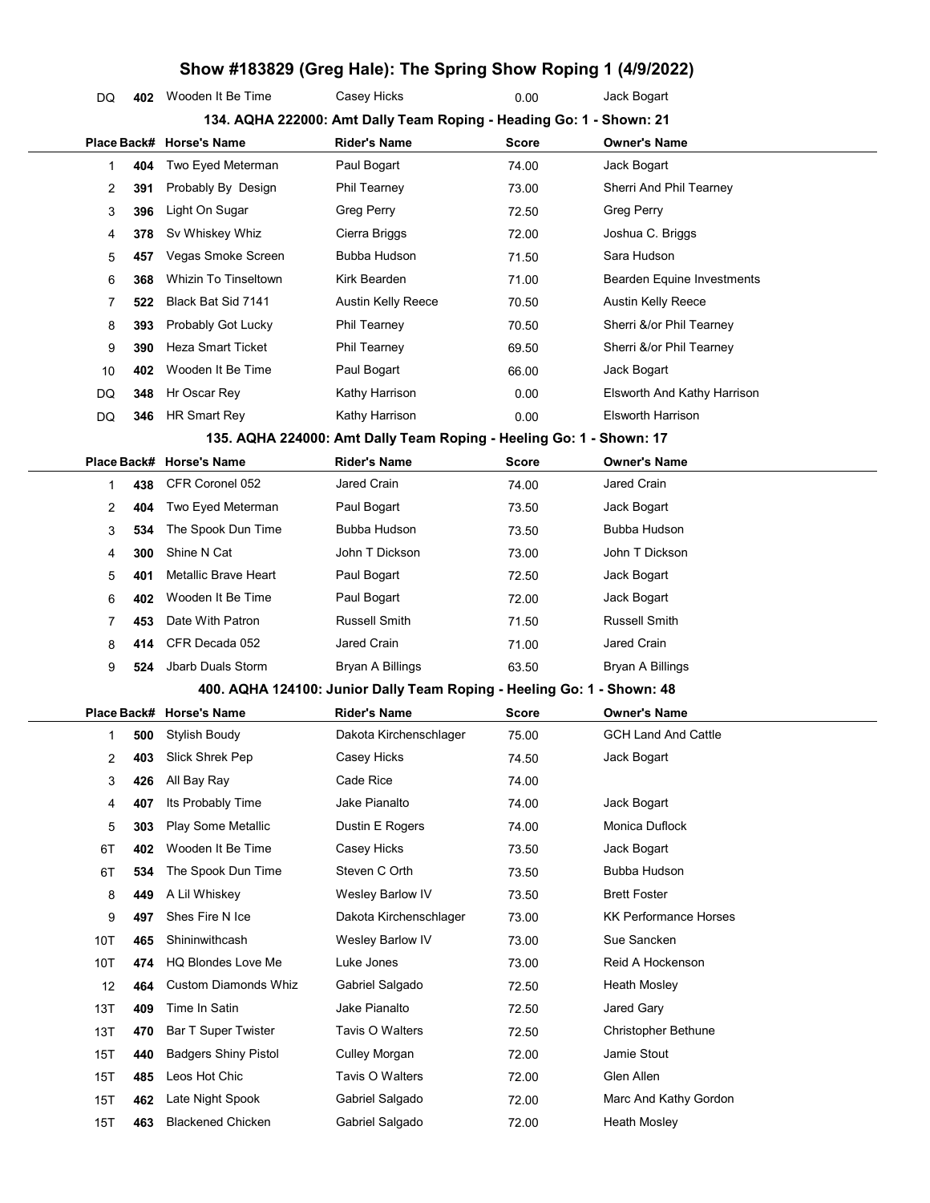# Show #183829 (Greg Hale): The Spring Show Roping 1 (4/9/2022)

| | | | | | |
|---|---|---|---|---|---|
| DQ | 402 | Wooden It Be Time | Casey Hicks | 0.00 | Jack Bogart |

### 134. AQHA 222000: Amt Dally Team Roping - Heading Go: 1 - Shown: 21

| Place | Back# | Horse's Name | Rider's Name | Score | Owner's Name |
|---|---|---|---|---|---|
| 1 | 404 | Two Eyed Meterman | Paul Bogart | 74.00 | Jack Bogart |
| 2 | 391 | Probably By Design | Phil Tearney | 73.00 | Sherri And Phil Tearney |
| 3 | 396 | Light On Sugar | Greg Perry | 72.50 | Greg Perry |
| 4 | 378 | Sv Whiskey Whiz | Cierra Briggs | 72.00 | Joshua C. Briggs |
| 5 | 457 | Vegas Smoke Screen | Bubba Hudson | 71.50 | Sara Hudson |
| 6 | 368 | Whizin To Tinseltown | Kirk Bearden | 71.00 | Bearden Equine Investments |
| 7 | 522 | Black Bat Sid 7141 | Austin Kelly Reece | 70.50 | Austin Kelly Reece |
| 8 | 393 | Probably Got Lucky | Phil Tearney | 70.50 | Sherri &/or Phil Tearney |
| 9 | 390 | Heza Smart Ticket | Phil Tearney | 69.50 | Sherri &/or Phil Tearney |
| 10 | 402 | Wooden It Be Time | Paul Bogart | 66.00 | Jack Bogart |
| DQ | 348 | Hr Oscar Rey | Kathy Harrison | 0.00 | Elsworth And Kathy Harrison |
| DQ | 346 | HR Smart Rey | Kathy Harrison | 0.00 | Elsworth Harrison |

### 135. AQHA 224000: Amt Dally Team Roping - Heeling Go: 1 - Shown: 17

| Place | Back# | Horse's Name | Rider's Name | Score | Owner's Name |
|---|---|---|---|---|---|
| 1 | 438 | CFR Coronel 052 | Jared Crain | 74.00 | Jared Crain |
| 2 | 404 | Two Eyed Meterman | Paul Bogart | 73.50 | Jack Bogart |
| 3 | 534 | The Spook Dun Time | Bubba Hudson | 73.50 | Bubba Hudson |
| 4 | 300 | Shine N Cat | John T Dickson | 73.00 | John T Dickson |
| 5 | 401 | Metallic Brave Heart | Paul Bogart | 72.50 | Jack Bogart |
| 6 | 402 | Wooden It Be Time | Paul Bogart | 72.00 | Jack Bogart |
| 7 | 453 | Date With Patron | Russell Smith | 71.50 | Russell Smith |
| 8 | 414 | CFR Decada 052 | Jared Crain | 71.00 | Jared Crain |
| 9 | 524 | Jbarb Duals Storm | Bryan A Billings | 63.50 | Bryan A Billings |

### 400. AQHA 124100: Junior Dally Team Roping - Heeling Go: 1 - Shown: 48

| Place | Back# | Horse's Name | Rider's Name | Score | Owner's Name |
|---|---|---|---|---|---|
| 1 | 500 | Stylish Boudy | Dakota Kirchenschlager | 75.00 | GCH Land And Cattle |
| 2 | 403 | Slick Shrek Pep | Casey Hicks | 74.50 | Jack Bogart |
| 3 | 426 | All Bay Ray | Cade Rice | 74.00 | |
| 4 | 407 | Its Probably Time | Jake Pianalto | 74.00 | Jack Bogart |
| 5 | 303 | Play Some Metallic | Dustin E Rogers | 74.00 | Monica Duflock |
| 6T | 402 | Wooden It Be Time | Casey Hicks | 73.50 | Jack Bogart |
| 6T | 534 | The Spook Dun Time | Steven C Orth | 73.50 | Bubba Hudson |
| 8 | 449 | A Lil Whiskey | Wesley Barlow IV | 73.50 | Brett Foster |
| 9 | 497 | Shes Fire N Ice | Dakota Kirchenschlager | 73.00 | KK Performance Horses |
| 10T | 465 | Shininwithcash | Wesley Barlow IV | 73.00 | Sue Sancken |
| 10T | 474 | HQ Blondes Love Me | Luke Jones | 73.00 | Reid A Hockenson |
| 12 | 464 | Custom Diamonds Whiz | Gabriel Salgado | 72.50 | Heath Mosley |
| 13T | 409 | Time In Satin | Jake Pianalto | 72.50 | Jared Gary |
| 13T | 470 | Bar T Super Twister | Tavis O Walters | 72.50 | Christopher Bethune |
| 15T | 440 | Badgers Shiny Pistol | Culley Morgan | 72.00 | Jamie Stout |
| 15T | 485 | Leos Hot Chic | Tavis O Walters | 72.00 | Glen Allen |
| 15T | 462 | Late Night Spook | Gabriel Salgado | 72.00 | Marc And Kathy Gordon |
| 15T | 463 | Blackened Chicken | Gabriel Salgado | 72.00 | Heath Mosley |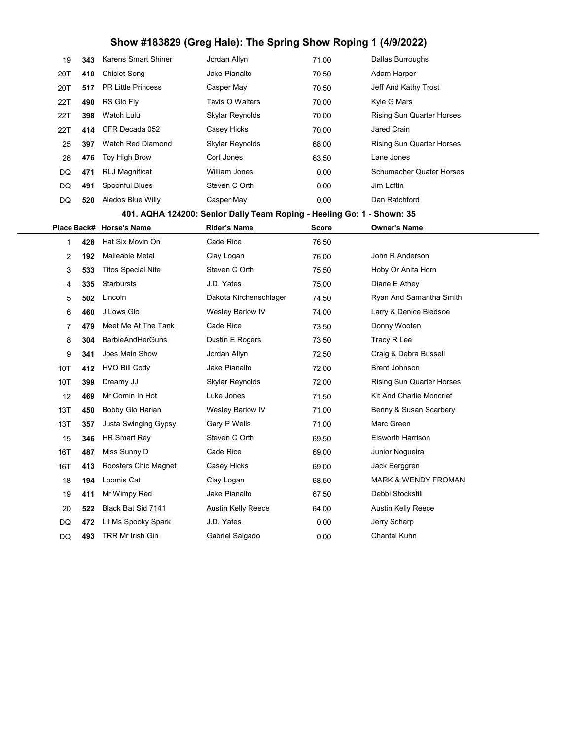# Show #183829 (Greg Hale): The Spring Show Roping 1 (4/9/2022)

| Place | Back# | Horse's Name | Rider's Name | Score | Owner's Name |
|---|---|---|---|---|---|
| 19 | 343 | Karens Smart Shiner | Jordan Allyn | 71.00 | Dallas Burroughs |
| 20T | 410 | Chiclet Song | Jake Pianalto | 70.50 | Adam Harper |
| 20T | 517 | PR Little Princess | Casper May | 70.50 | Jeff And Kathy Trost |
| 22T | 490 | RS Glo Fly | Tavis O Walters | 70.00 | Kyle G Mars |
| 22T | 398 | Watch Lulu | Skylar Reynolds | 70.00 | Rising Sun Quarter Horses |
| 22T | 414 | CFR Decada 052 | Casey Hicks | 70.00 | Jared Crain |
| 25 | 397 | Watch Red Diamond | Skylar Reynolds | 68.00 | Rising Sun Quarter Horses |
| 26 | 476 | Toy High Brow | Cort Jones | 63.50 | Lane Jones |
| DQ | 471 | RLJ Magnificat | William Jones | 0.00 | Schumacher Quater Horses |
| DQ | 491 | Spoonful Blues | Steven C Orth | 0.00 | Jim Loftin |
| DQ | 520 | Aledos Blue Willy | Casper May | 0.00 | Dan Ratchford |

## 401. AQHA 124200: Senior Dally Team Roping - Heeling Go: 1 - Shown: 35

| Place | Back# | Horse's Name | Rider's Name | Score | Owner's Name |
|---|---|---|---|---|---|
| 1 | 428 | Hat Six Movin On | Cade Rice | 76.50 | |
| 2 | 192 | Malleable Metal | Clay Logan | 76.00 | John R Anderson |
| 3 | 533 | Titos Special Nite | Steven C Orth | 75.50 | Hoby Or Anita Horn |
| 4 | 335 | Starbursts | J.D. Yates | 75.00 | Diane E Athey |
| 5 | 502 | Lincoln | Dakota Kirchenschlager | 74.50 | Ryan And Samantha Smith |
| 6 | 460 | J Lows Glo | Wesley Barlow IV | 74.00 | Larry & Denice Bledsoe |
| 7 | 479 | Meet Me At The Tank | Cade Rice | 73.50 | Donny Wooten |
| 8 | 304 | BarbieAndHerGuns | Dustin E Rogers | 73.50 | Tracy R Lee |
| 9 | 341 | Joes Main Show | Jordan Allyn | 72.50 | Craig & Debra Bussell |
| 10T | 412 | HVQ Bill Cody | Jake Pianalto | 72.00 | Brent Johnson |
| 10T | 399 | Dreamy JJ | Skylar Reynolds | 72.00 | Rising Sun Quarter Horses |
| 12 | 469 | Mr Comin In Hot | Luke Jones | 71.50 | Kit And Charlie Moncrief |
| 13T | 450 | Bobby Glo Harlan | Wesley Barlow IV | 71.00 | Benny & Susan Scarbery |
| 13T | 357 | Justa Swinging Gypsy | Gary P Wells | 71.00 | Marc Green |
| 15 | 346 | HR Smart Rey | Steven C Orth | 69.50 | Elsworth Harrison |
| 16T | 487 | Miss Sunny D | Cade Rice | 69.00 | Junior Nogueira |
| 16T | 413 | Roosters Chic Magnet | Casey Hicks | 69.00 | Jack Berggren |
| 18 | 194 | Loomis Cat | Clay Logan | 68.50 | MARK & WENDY FROMAN |
| 19 | 411 | Mr Wimpy Red | Jake Pianalto | 67.50 | Debbi Stockstill |
| 20 | 522 | Black Bat Sid 7141 | Austin Kelly Reece | 64.00 | Austin Kelly Reece |
| DQ | 472 | Lil Ms Spooky Spark | J.D. Yates | 0.00 | Jerry Scharp |
| DQ | 493 | TRR Mr Irish Gin | Gabriel Salgado | 0.00 | Chantal Kuhn |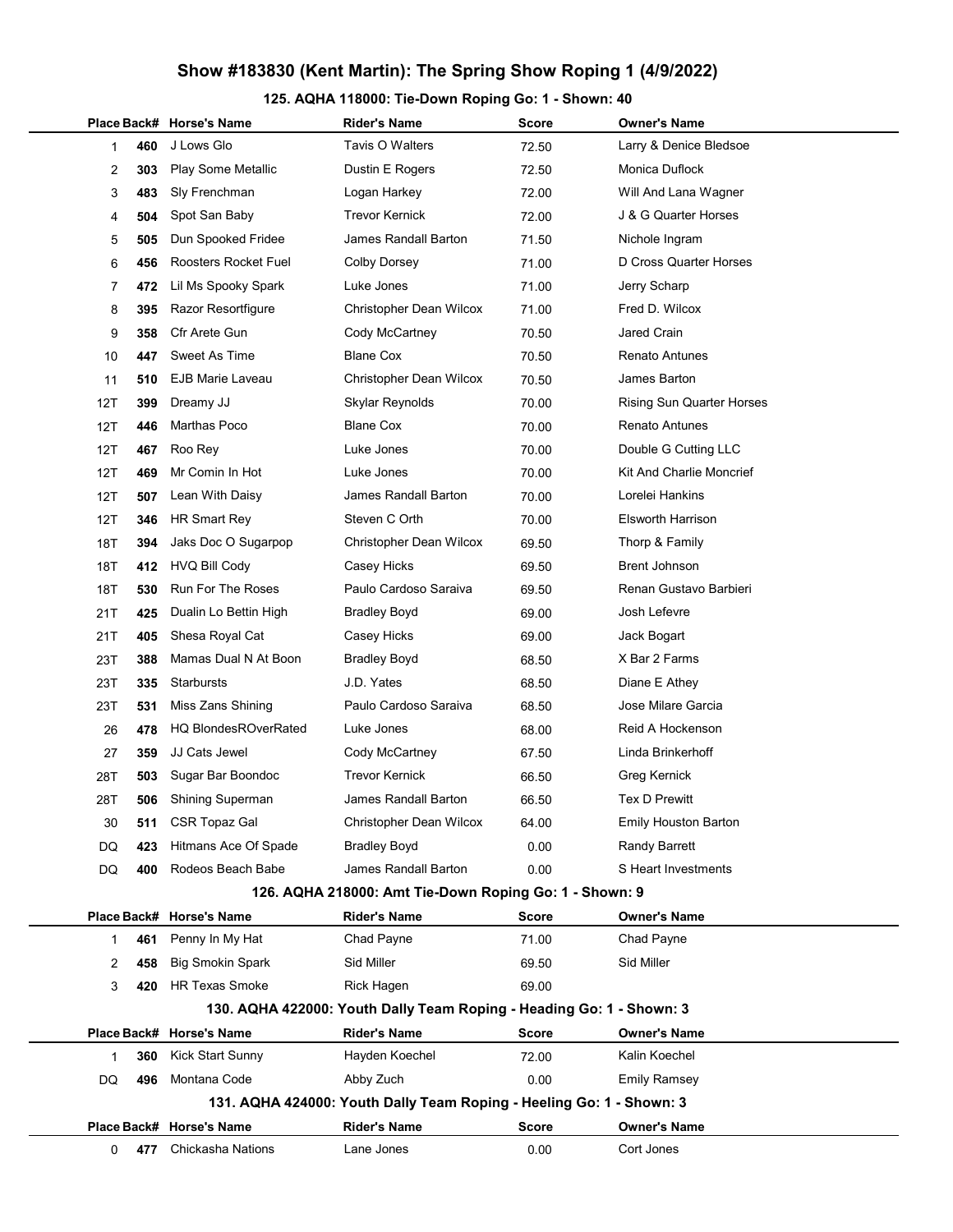# Show #183830 (Kent Martin): The Spring Show Roping 1 (4/9/2022)

## 125. AQHA 118000: Tie-Down Roping Go: 1 - Shown: 40

| Place | Back# | Horse's Name | Rider's Name | Score | Owner's Name |
|---|---|---|---|---|---|
| 1 | 460 | J Lows Glo | Tavis O Walters | 72.50 | Larry & Denice Bledsoe |
| 2 | 303 | Play Some Metallic | Dustin E Rogers | 72.50 | Monica Duflock |
| 3 | 483 | Sly Frenchman | Logan Harkey | 72.00 | Will And Lana Wagner |
| 4 | 504 | Spot San Baby | Trevor Kernick | 72.00 | J & G Quarter Horses |
| 5 | 505 | Dun Spooked Fridee | James Randall Barton | 71.50 | Nichole Ingram |
| 6 | 456 | Roosters Rocket Fuel | Colby Dorsey | 71.00 | D Cross Quarter Horses |
| 7 | 472 | Lil Ms Spooky Spark | Luke Jones | 71.00 | Jerry Scharp |
| 8 | 395 | Razor Resortfigure | Christopher Dean Wilcox | 71.00 | Fred D. Wilcox |
| 9 | 358 | Cfr Arete Gun | Cody McCartney | 70.50 | Jared Crain |
| 10 | 447 | Sweet As Time | Blane Cox | 70.50 | Renato Antunes |
| 11 | 510 | EJB Marie Laveau | Christopher Dean Wilcox | 70.50 | James Barton |
| 12T | 399 | Dreamy JJ | Skylar Reynolds | 70.00 | Rising Sun Quarter Horses |
| 12T | 446 | Marthas Poco | Blane Cox | 70.00 | Renato Antunes |
| 12T | 467 | Roo Rey | Luke Jones | 70.00 | Double G Cutting LLC |
| 12T | 469 | Mr Comin In Hot | Luke Jones | 70.00 | Kit And Charlie Moncrief |
| 12T | 507 | Lean With Daisy | James Randall Barton | 70.00 | Lorelei Hankins |
| 12T | 346 | HR Smart Rey | Steven C Orth | 70.00 | Elsworth Harrison |
| 18T | 394 | Jaks Doc O Sugarpop | Christopher Dean Wilcox | 69.50 | Thorp & Family |
| 18T | 412 | HVQ Bill Cody | Casey Hicks | 69.50 | Brent Johnson |
| 18T | 530 | Run For The Roses | Paulo Cardoso Saraiva | 69.50 | Renan Gustavo Barbieri |
| 21T | 425 | Dualin Lo Bettin High | Bradley Boyd | 69.00 | Josh Lefevre |
| 21T | 405 | Shesa Royal Cat | Casey Hicks | 69.00 | Jack Bogart |
| 23T | 388 | Mamas Dual N At Boon | Bradley Boyd | 68.50 | X Bar 2 Farms |
| 23T | 335 | Starbursts | J.D. Yates | 68.50 | Diane E Athey |
| 23T | 531 | Miss Zans Shining | Paulo Cardoso Saraiva | 68.50 | Jose Milare Garcia |
| 26 | 478 | HQ BlondesROverRated | Luke Jones | 68.00 | Reid A Hockenson |
| 27 | 359 | JJ Cats Jewel | Cody McCartney | 67.50 | Linda Brinkerhoff |
| 28T | 503 | Sugar Bar Boondoc | Trevor Kernick | 66.50 | Greg Kernick |
| 28T | 506 | Shining Superman | James Randall Barton | 66.50 | Tex D Prewitt |
| 30 | 511 | CSR Topaz Gal | Christopher Dean Wilcox | 64.00 | Emily Houston Barton |
| DQ | 423 | Hitmans Ace Of Spade | Bradley Boyd | 0.00 | Randy Barrett |
| DQ | 400 | Rodeos Beach Babe | James Randall Barton | 0.00 | S Heart Investments |

## 126. AQHA 218000: Amt Tie-Down Roping Go: 1 - Shown: 9

| Place | Back# | Horse's Name | Rider's Name | Score | Owner's Name |
|---|---|---|---|---|---|
| 1 | 461 | Penny In My Hat | Chad Payne | 71.00 | Chad Payne |
| 2 | 458 | Big Smokin Spark | Sid Miller | 69.50 | Sid Miller |
| 3 | 420 | HR Texas Smoke | Rick Hagen | 69.00 | |

## 130. AQHA 422000: Youth Dally Team Roping - Heading Go: 1 - Shown: 3

| Place | Back# | Horse's Name | Rider's Name | Score | Owner's Name |
|---|---|---|---|---|---|
| 1 | 360 | Kick Start Sunny | Hayden Koechel | 72.00 | Kalin Koechel |
| DQ | 496 | Montana Code | Abby Zuch | 0.00 | Emily Ramsey |

## 131. AQHA 424000: Youth Dally Team Roping - Heeling Go: 1 - Shown: 3

| Place | Back# | Horse's Name | Rider's Name | Score | Owner's Name |
|---|---|---|---|---|---|
| 0 | 477 | Chickasha Nations | Lane Jones | 0.00 | Cort Jones |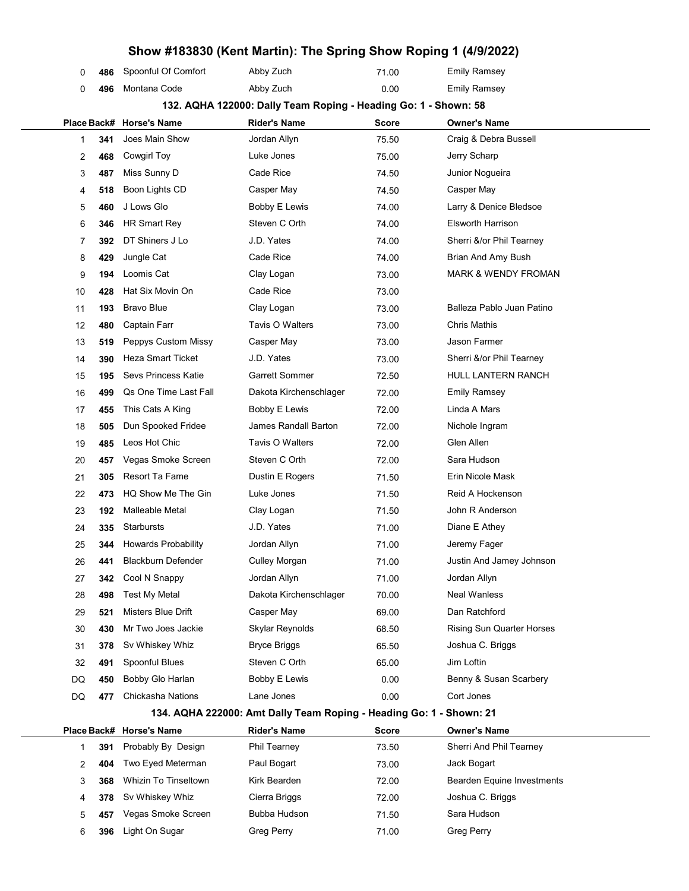# Show #183830 (Kent Martin): The Spring Show Roping 1 (4/9/2022)

| Place | Back# | Horse's Name | Rider's Name | Score | Owner's Name |
|---|---|---|---|---|---|
| 0 | 486 | Spoonful Of Comfort | Abby Zuch | 71.00 | Emily Ramsey |
| 0 | 496 | Montana Code | Abby Zuch | 0.00 | Emily Ramsey |

## 132. AQHA 122000: Dally Team Roping - Heading Go: 1 - Shown: 58

| Place | Back# | Horse's Name | Rider's Name | Score | Owner's Name |
|---|---|---|---|---|---|
| 1 | 341 | Joes Main Show | Jordan Allyn | 75.50 | Craig & Debra Bussell |
| 2 | 468 | Cowgirl Toy | Luke Jones | 75.00 | Jerry Scharp |
| 3 | 487 | Miss Sunny D | Cade Rice | 74.50 | Junior Nogueira |
| 4 | 518 | Boon Lights CD | Casper May | 74.50 | Casper May |
| 5 | 460 | J Lows Glo | Bobby E Lewis | 74.00 | Larry & Denice Bledsoe |
| 6 | 346 | HR Smart Rey | Steven C Orth | 74.00 | Elsworth Harrison |
| 7 | 392 | DT Shiners J Lo | J.D. Yates | 74.00 | Sherri &/or Phil Tearney |
| 8 | 429 | Jungle Cat | Cade Rice | 74.00 | Brian And Amy Bush |
| 9 | 194 | Loomis Cat | Clay Logan | 73.00 | MARK & WENDY FROMAN |
| 10 | 428 | Hat Six Movin On | Cade Rice | 73.00 | |
| 11 | 193 | Bravo Blue | Clay Logan | 73.00 | Balleza Pablo Juan Patino |
| 12 | 480 | Captain Farr | Tavis O Walters | 73.00 | Chris Mathis |
| 13 | 519 | Peppys Custom Missy | Casper May | 73.00 | Jason Farmer |
| 14 | 390 | Heza Smart Ticket | J.D. Yates | 73.00 | Sherri &/or Phil Tearney |
| 15 | 195 | Sevs Princess Katie | Garrett Sommer | 72.50 | HULL LANTERN RANCH |
| 16 | 499 | Qs One Time Last Fall | Dakota Kirchenschlager | 72.00 | Emily Ramsey |
| 17 | 455 | This Cats A King | Bobby E Lewis | 72.00 | Linda A Mars |
| 18 | 505 | Dun Spooked Fridee | James Randall Barton | 72.00 | Nichole Ingram |
| 19 | 485 | Leos Hot Chic | Tavis O Walters | 72.00 | Glen Allen |
| 20 | 457 | Vegas Smoke Screen | Steven C Orth | 72.00 | Sara Hudson |
| 21 | 305 | Resort Ta Fame | Dustin E Rogers | 71.50 | Erin Nicole Mask |
| 22 | 473 | HQ Show Me The Gin | Luke Jones | 71.50 | Reid A Hockenson |
| 23 | 192 | Malleable Metal | Clay Logan | 71.50 | John R Anderson |
| 24 | 335 | Starbursts | J.D. Yates | 71.00 | Diane E Athey |
| 25 | 344 | Howards Probability | Jordan Allyn | 71.00 | Jeremy Fager |
| 26 | 441 | Blackburn Defender | Culley Morgan | 71.00 | Justin And Jamey Johnson |
| 27 | 342 | Cool N Snappy | Jordan Allyn | 71.00 | Jordan Allyn |
| 28 | 498 | Test My Metal | Dakota Kirchenschlager | 70.00 | Neal Wanless |
| 29 | 521 | Misters Blue Drift | Casper May | 69.00 | Dan Ratchford |
| 30 | 430 | Mr Two Joes Jackie | Skylar Reynolds | 68.50 | Rising Sun Quarter Horses |
| 31 | 378 | Sv Whiskey Whiz | Bryce Briggs | 65.50 | Joshua C. Briggs |
| 32 | 491 | Spoonful Blues | Steven C Orth | 65.00 | Jim Loftin |
| DQ | 450 | Bobby Glo Harlan | Bobby E Lewis | 0.00 | Benny & Susan Scarbery |
| DQ | 477 | Chickasha Nations | Lane Jones | 0.00 | Cort Jones |

## 134. AQHA 222000: Amt Dally Team Roping - Heading Go: 1 - Shown: 21

| Place | Back# | Horse's Name | Rider's Name | Score | Owner's Name |
|---|---|---|---|---|---|
| 1 | 391 | Probably By Design | Phil Tearney | 73.50 | Sherri And Phil Tearney |
| 2 | 404 | Two Eyed Meterman | Paul Bogart | 73.00 | Jack Bogart |
| 3 | 368 | Whizin To Tinseltown | Kirk Bearden | 72.00 | Bearden Equine Investments |
| 4 | 378 | Sv Whiskey Whiz | Cierra Briggs | 72.00 | Joshua C. Briggs |
| 5 | 457 | Vegas Smoke Screen | Bubba Hudson | 71.50 | Sara Hudson |
| 6 | 396 | Light On Sugar | Greg Perry | 71.00 | Greg Perry |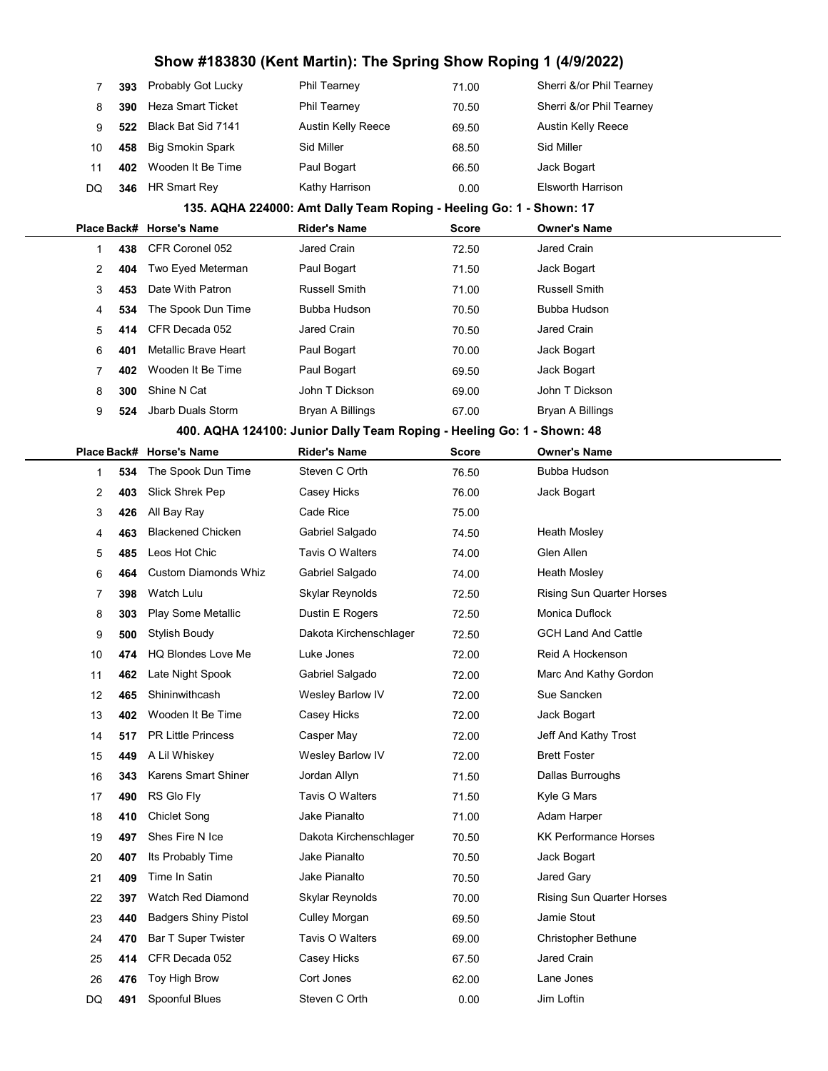| Place | Back# | Horse's Name | Rider's Name | Score | Owner's Name |
|---|---|---|---|---|---|
| 7 | **393** | Probably Got Lucky | Phil Tearney | 71.00 | Sherri &/or Phil Tearney |
| 8 | **390** | Heza Smart Ticket | Phil Tearney | 70.50 | Sherri &/or Phil Tearney |
| 9 | **522** | Black Bat Sid 7141 | Austin Kelly Reece | 69.50 | Austin Kelly Reece |
| 10 | **458** | Big Smokin Spark | Sid Miller | 68.50 | Sid Miller |
| 11 | **402** | Wooden It Be Time | Paul Bogart | 66.50 | Jack Bogart |
| DQ | **346** | HR Smart Rey | Kathy Harrison | 0.00 | Elsworth Harrison |

### 135. AQHA 224000: Amt Dally Team Roping - Heeling Go: 1 - Shown: 17

| Place | Back# | Horse's Name | Rider's Name | Score | Owner's Name |
|---|---|---|---|---|---|
| 1 | **438** | CFR Coronel 052 | Jared Crain | 72.50 | Jared Crain |
| 2 | **404** | Two Eyed Meterman | Paul Bogart | 71.50 | Jack Bogart |
| 3 | **453** | Date With Patron | Russell Smith | 71.00 | Russell Smith |
| 4 | **534** | The Spook Dun Time | Bubba Hudson | 70.50 | Bubba Hudson |
| 5 | **414** | CFR Decada 052 | Jared Crain | 70.50 | Jared Crain |
| 6 | **401** | Metallic Brave Heart | Paul Bogart | 70.00 | Jack Bogart |
| 7 | **402** | Wooden It Be Time | Paul Bogart | 69.50 | Jack Bogart |
| 8 | **300** | Shine N Cat | John T Dickson | 69.00 | John T Dickson |
| 9 | **524** | Jbarb Duals Storm | Bryan A Billings | 67.00 | Bryan A Billings |

### 400. AQHA 124100: Junior Dally Team Roping - Heeling Go: 1 - Shown: 48

| Place | Back# | Horse's Name | Rider's Name | Score | Owner's Name |
|---|---|---|---|---|---|
| 1 | **534** | The Spook Dun Time | Steven C Orth | 76.50 | Bubba Hudson |
| 2 | **403** | Slick Shrek Pep | Casey Hicks | 76.00 | Jack Bogart |
| 3 | **426** | All Bay Ray | Cade Rice | 75.00 | |
| 4 | **463** | Blackened Chicken | Gabriel Salgado | 74.50 | Heath Mosley |
| 5 | **485** | Leos Hot Chic | Tavis O Walters | 74.00 | Glen Allen |
| 6 | **464** | Custom Diamonds Whiz | Gabriel Salgado | 74.00 | Heath Mosley |
| 7 | **398** | Watch Lulu | Skylar Reynolds | 72.50 | Rising Sun Quarter Horses |
| 8 | **303** | Play Some Metallic | Dustin E Rogers | 72.50 | Monica Duflock |
| 9 | **500** | Stylish Boudy | Dakota Kirchenschlager | 72.50 | GCH Land And Cattle |
| 10 | **474** | HQ Blondes Love Me | Luke Jones | 72.00 | Reid A Hockenson |
| 11 | **462** | Late Night Spook | Gabriel Salgado | 72.00 | Marc And Kathy Gordon |
| 12 | **465** | Shininwithcash | Wesley Barlow IV | 72.00 | Sue Sancken |
| 13 | **402** | Wooden It Be Time | Casey Hicks | 72.00 | Jack Bogart |
| 14 | **517** | PR Little Princess | Casper May | 72.00 | Jeff And Kathy Trost |
| 15 | **449** | A Lil Whiskey | Wesley Barlow IV | 72.00 | Brett Foster |
| 16 | **343** | Karens Smart Shiner | Jordan Allyn | 71.50 | Dallas Burroughs |
| 17 | **490** | RS Glo Fly | Tavis O Walters | 71.50 | Kyle G Mars |
| 18 | **410** | Chiclet Song | Jake Pianalto | 71.00 | Adam Harper |
| 19 | **497** | Shes Fire N Ice | Dakota Kirchenschlager | 70.50 | KK Performance Horses |
| 20 | **407** | Its Probably Time | Jake Pianalto | 70.50 | Jack Bogart |
| 21 | **409** | Time In Satin | Jake Pianalto | 70.50 | Jared Gary |
| 22 | **397** | Watch Red Diamond | Skylar Reynolds | 70.00 | Rising Sun Quarter Horses |
| 23 | **440** | Badgers Shiny Pistol | Culley Morgan | 69.50 | Jamie Stout |
| 24 | **470** | Bar T Super Twister | Tavis O Walters | 69.00 | Christopher Bethune |
| 25 | **414** | CFR Decada 052 | Casey Hicks | 67.50 | Jared Crain |
| 26 | **476** | Toy High Brow | Cort Jones | 62.00 | Lane Jones |
| DQ | **491** | Spoonful Blues | Steven C Orth | 0.00 | Jim Loftin |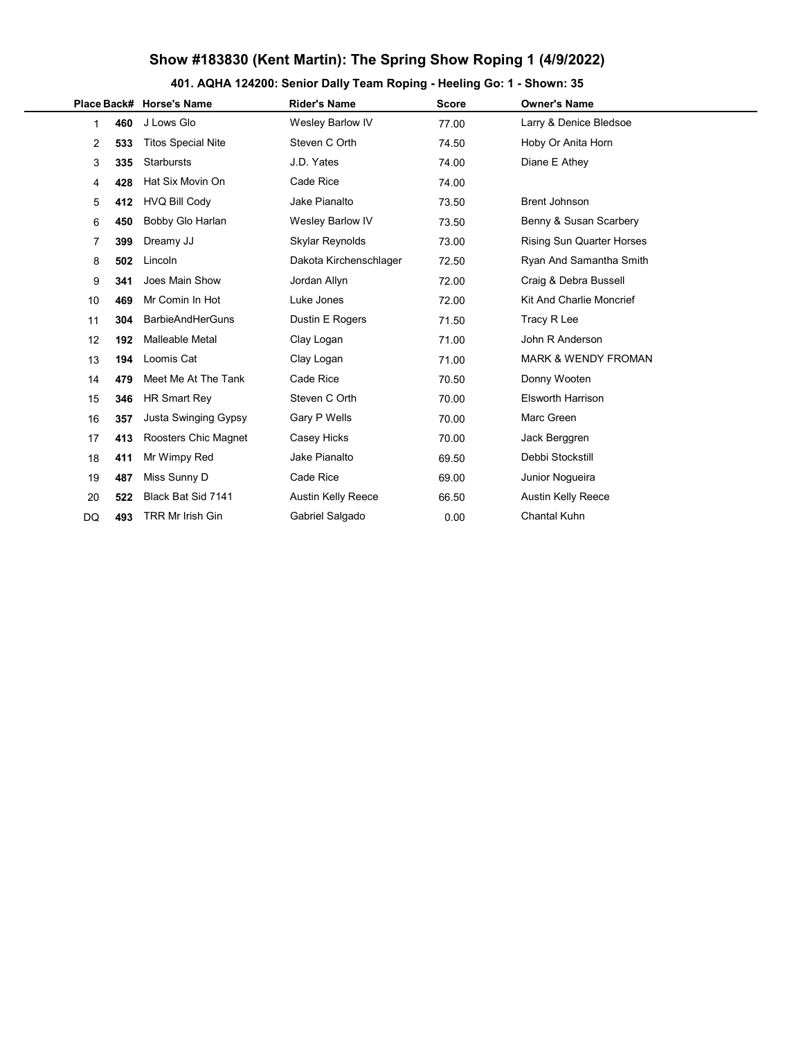# Show #183830 (Kent Martin): The Spring Show Roping 1 (4/9/2022)

## 401. AQHA 124200: Senior Dally Team Roping - Heeling Go: 1 - Shown: 35

| Place | Back# | Horse's Name | Rider's Name | Score | Owner's Name |
|---|---|---|---|---|---|
| 1 | **460** | J Lows Glo | Wesley Barlow IV | 77.00 | Larry & Denice Bledsoe |
| 2 | **533** | Titos Special Nite | Steven C Orth | 74.50 | Hoby Or Anita Horn |
| 3 | **335** | Starbursts | J.D. Yates | 74.00 | Diane E Athey |
| 4 | **428** | Hat Six Movin On | Cade Rice | 74.00 | |
| 5 | **412** | HVQ Bill Cody | Jake Pianalto | 73.50 | Brent Johnson |
| 6 | **450** | Bobby Glo Harlan | Wesley Barlow IV | 73.50 | Benny & Susan Scarbery |
| 7 | **399** | Dreamy JJ | Skylar Reynolds | 73.00 | Rising Sun Quarter Horses |
| 8 | **502** | Lincoln | Dakota Kirchenschlager | 72.50 | Ryan And Samantha Smith |
| 9 | **341** | Joes Main Show | Jordan Allyn | 72.00 | Craig & Debra Bussell |
| 10 | **469** | Mr Comin In Hot | Luke Jones | 72.00 | Kit And Charlie Moncrief |
| 11 | **304** | BarbieAndHerGuns | Dustin E Rogers | 71.50 | Tracy R Lee |
| 12 | **192** | Malleable Metal | Clay Logan | 71.00 | John R Anderson |
| 13 | **194** | Loomis Cat | Clay Logan | 71.00 | MARK & WENDY FROMAN |
| 14 | **479** | Meet Me At The Tank | Cade Rice | 70.50 | Donny Wooten |
| 15 | **346** | HR Smart Rey | Steven C Orth | 70.00 | Elsworth Harrison |
| 16 | **357** | Justa Swinging Gypsy | Gary P Wells | 70.00 | Marc Green |
| 17 | **413** | Roosters Chic Magnet | Casey Hicks | 70.00 | Jack Berggren |
| 18 | **411** | Mr Wimpy Red | Jake Pianalto | 69.50 | Debbi Stockstill |
| 19 | **487** | Miss Sunny D | Cade Rice | 69.00 | Junior Nogueira |
| 20 | **522** | Black Bat Sid 7141 | Austin Kelly Reece | 66.50 | Austin Kelly Reece |
| DQ | **493** | TRR Mr Irish Gin | Gabriel Salgado | 0.00 | Chantal Kuhn |